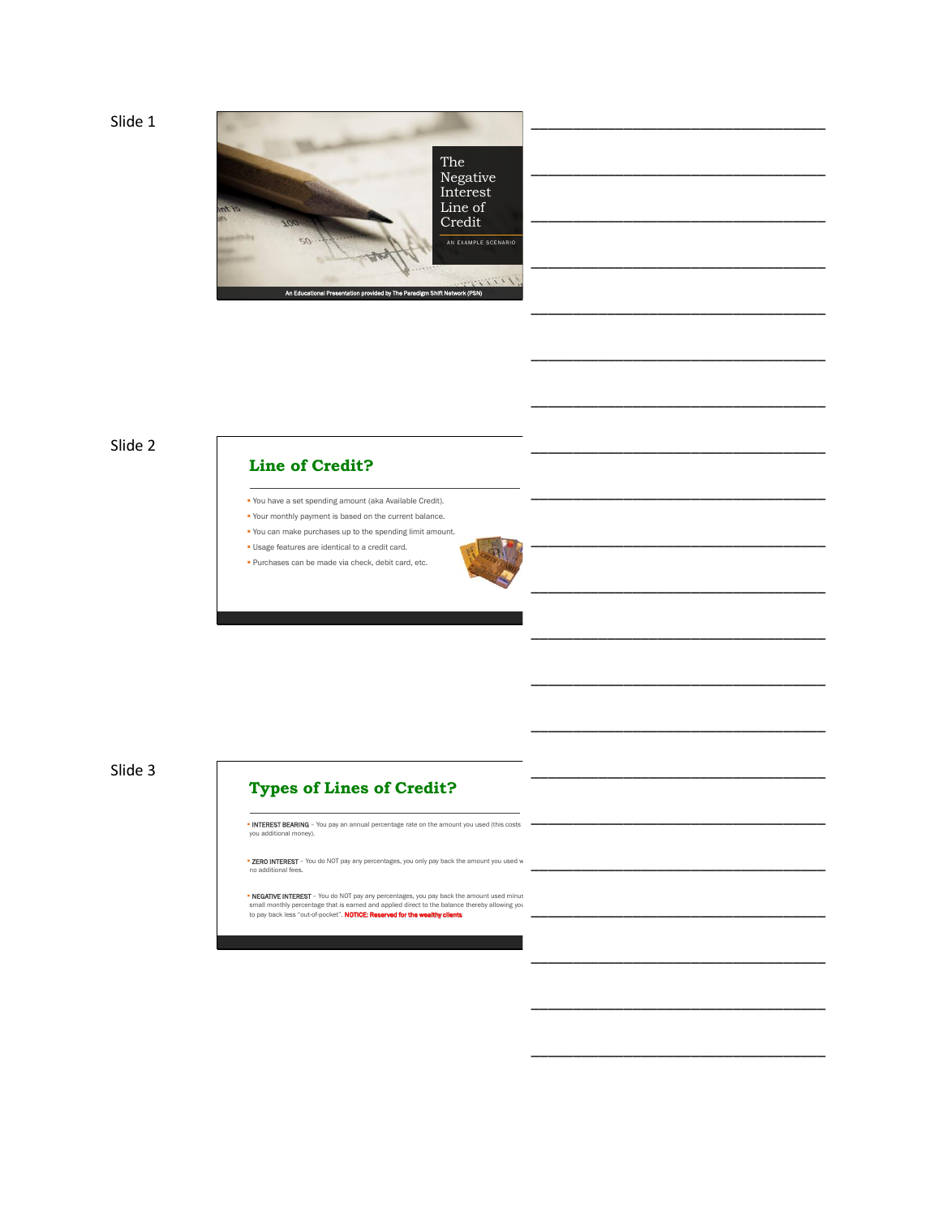Slide 1

# The Negative Interest Line of Credit

AN EXAMPLE SCENARIO

An Educational Presentation provided by The Paradigm Shift Network (PSN)

Slide 2

## Line of Credit?

- You have a set spending amount (aka Available Credit).
- Your monthly payment is based on the current balance.
- You can make purchases up to the spending limit amount.
- Usage features are identical to a credit card.
- Purchases can be made via check, debit card, etc.

Slide 3

## Types of Lines of Credit?

- INTEREST BEARING – You pay an annual percentage rate on the amount you used (this costs you additional money).
- ZERO INTEREST – You do NOT pay any percentages, you only pay back the amount you used w no additional fees.
- NEGATIVE INTEREST – You do NOT pay any percentages, you pay back the amount used minus small monthly percentage that is earned and applied direct to the balance thereby allowing you to pay back less "out-of-pocket". **NOTICE: Reserved for the wealthy clients**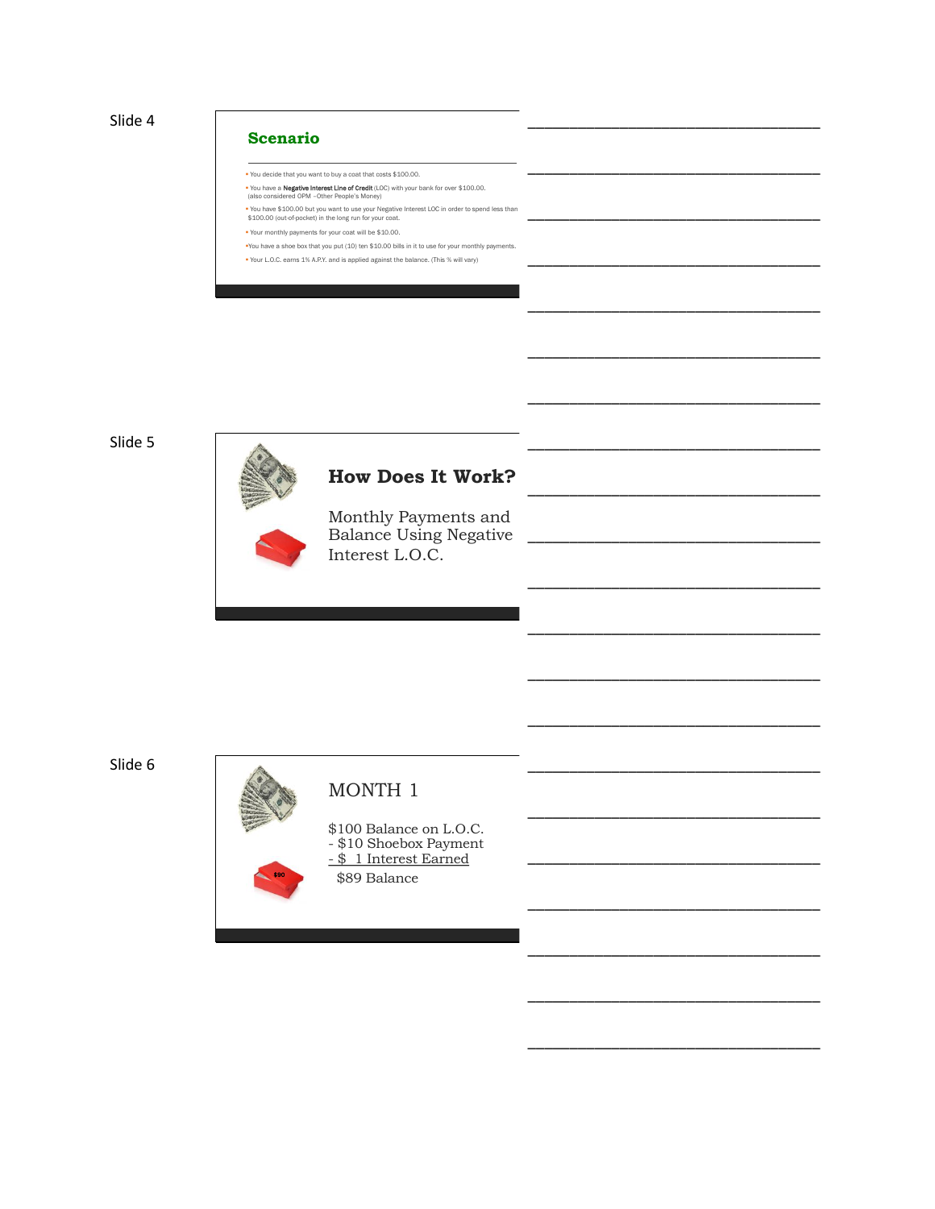Slide 4

## Scenario

- You decide that you want to buy a coat that costs $100.00.
- You have a **Negative Interest Line of Credit** (LOC) with your bank for over $100.00. (also considered OPM –Other People's Money)
- You have $100.00 but you want to use your Negative Interest LOC in order to spend less than $100.00 (out-of-pocket) in the long run for your coat.
- Your monthly payments for your coat will be $10.00.
- You have a shoe box that you put (10) ten $10.00 bills in it to use for your monthly payments.
- Your L.O.C. earns 1% A.P.Y. and is applied against the balance. (This % will vary)

Slide 5

## How Does It Work?

Monthly Payments and Balance Using Negative Interest L.O.C.

Slide 6

## MONTH 1

$100 Balance on L.O.C.
- $10 Shoebox Payment
- $ 1 Interest Earned

$89 Balance

$90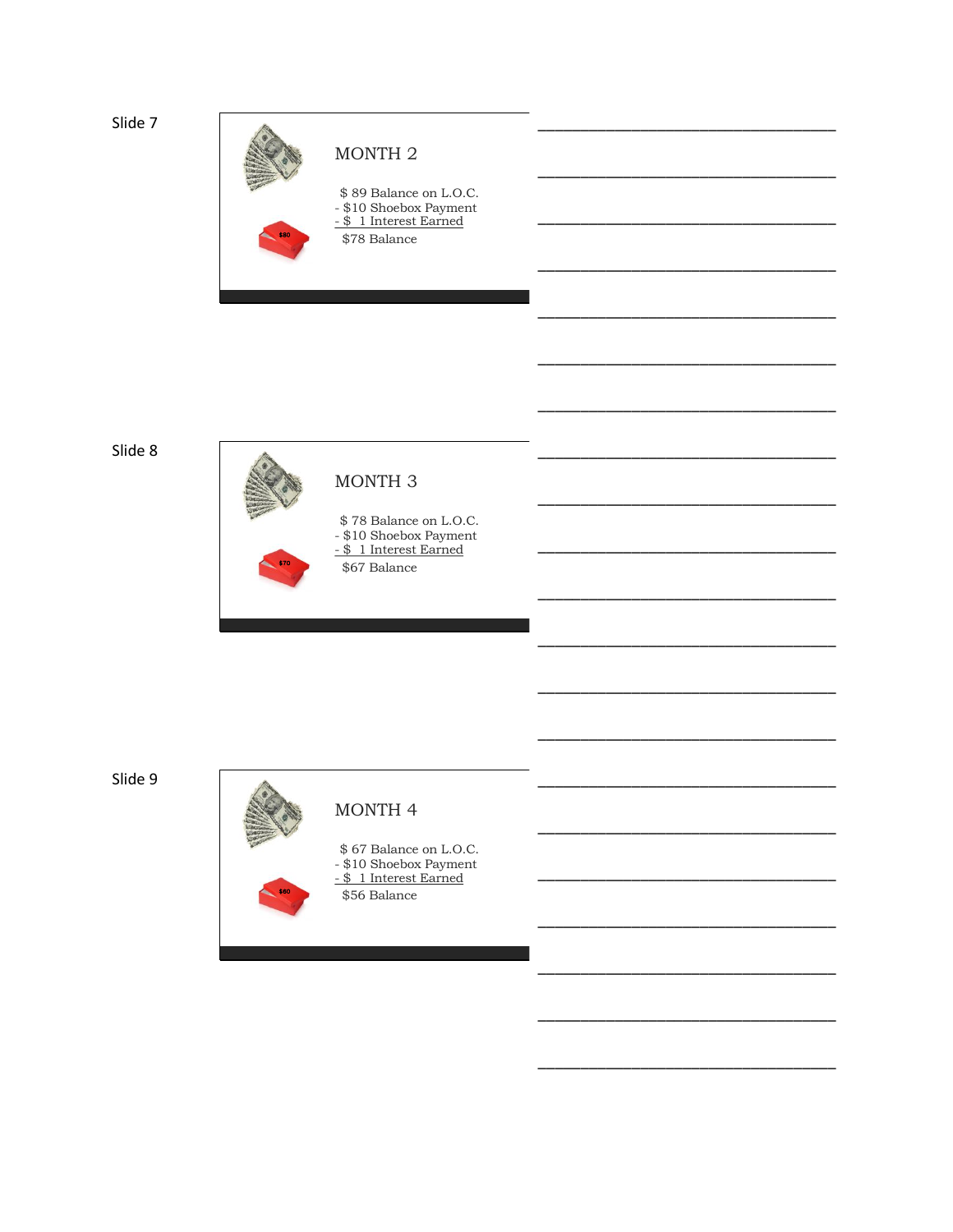Slide 7

## MONTH 2

$ 89 Balance on L.O.C.
- $10 Shoebox Payment
- $ 1 Interest Earned

$78 Balance

$80

Slide 8

## MONTH 3

$ 78 Balance on L.O.C.
- $10 Shoebox Payment
- $ 1 Interest Earned

$67 Balance

$70

Slide 9

## MONTH 4

$ 67 Balance on L.O.C.
- $10 Shoebox Payment
- $ 1 Interest Earned

$56 Balance

$60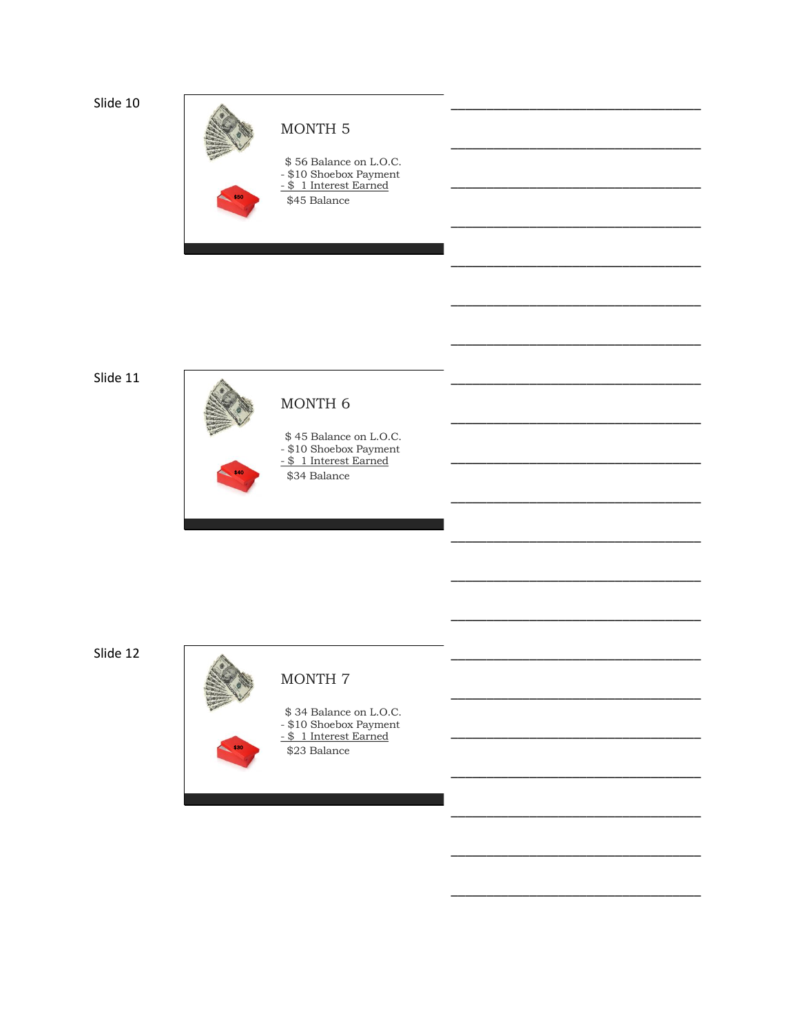Slide 10

MONTH 5

$ 56 Balance on L.O.C.
- $10 Shoebox Payment
- $ 1 Interest Earned
$45 Balance

Slide 11

MONTH 6

$ 45 Balance on L.O.C.
- $10 Shoebox Payment
- $ 1 Interest Earned
$34 Balance

Slide 12

MONTH 7

$ 34 Balance on L.O.C.
- $10 Shoebox Payment
- $ 1 Interest Earned
$23 Balance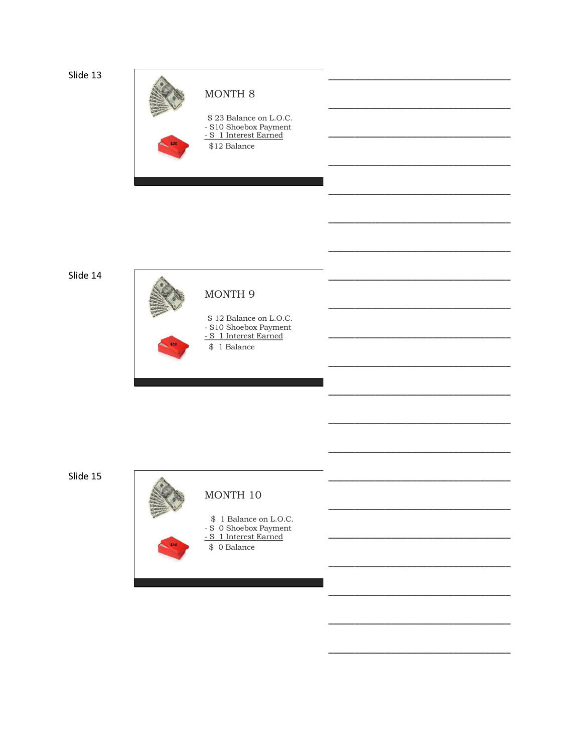Slide 13

## MONTH 8

$ 23 Balance on L.O.C.
- $10 Shoebox Payment
- $ 1 Interest Earned

$12 Balance

$20

Slide 14

## MONTH 9

$ 12 Balance on L.O.C.
- $10 Shoebox Payment
- $ 1 Interest Earned

$ 1 Balance

$10

Slide 15

## MONTH 10

$ 1 Balance on L.O.C.
- $ 0 Shoebox Payment
- $ 1 Interest Earned

$ 0 Balance

$10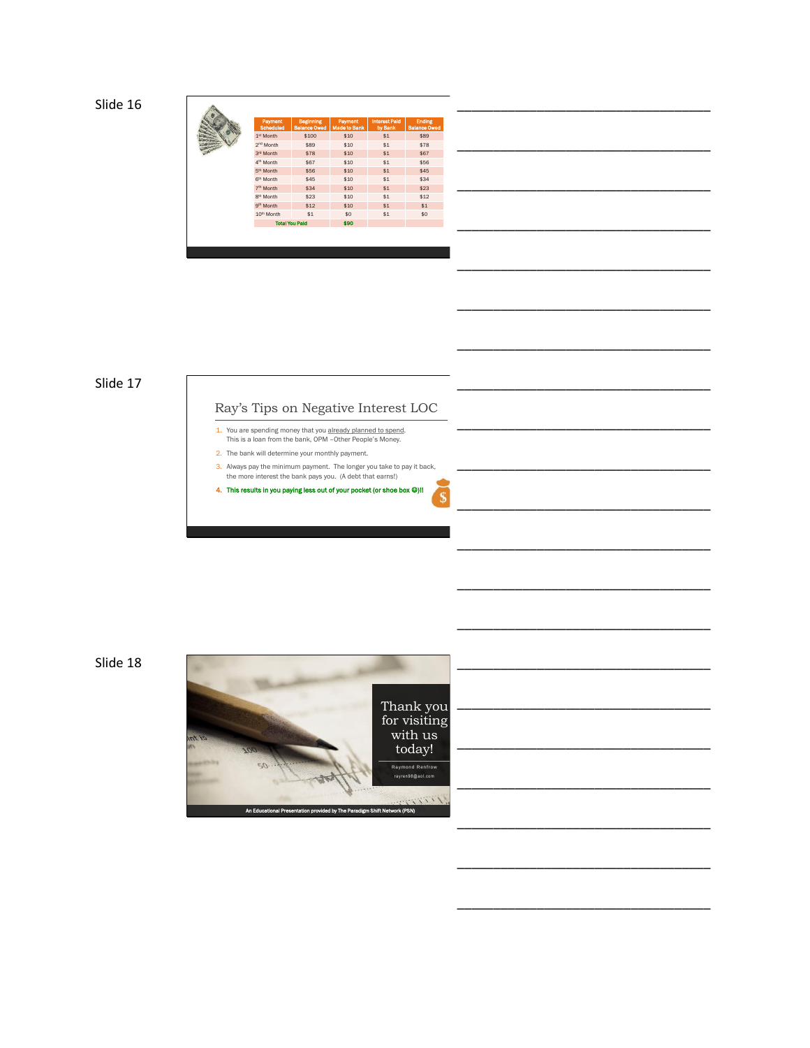Slide 16

| Payment Scheduled | Beginning Balance Owed | Payment Made to Bank | Interest Paid by Bank | Ending Balance Owed |
|---|---|---|---|---|
| 1st Month | $100 | $10 | $1 | $89 |
| 2nd Month | $89 | $10 | $1 | $78 |
| 3rd Month | $78 | $10 | $1 | $67 |
| 4th Month | $67 | $10 | $1 | $56 |
| 5th Month | $56 | $10 | $1 | $45 |
| 6th Month | $45 | $10 | $1 | $34 |
| 7th Month | $34 | $10 | $1 | $23 |
| 8th Month | $23 | $10 | $1 | $12 |
| 9th Month | $12 | $10 | $1 | $1 |
| 10th Month | $1 | $0 | $1 | $0 |
| Total You Paid | | $90 | | |

Slide 17

## Ray's Tips on Negative Interest LOC

1. You are spending money that you already planned to spend. This is a loan from the bank, OPM –Other People's Money.
2. The bank will determine your monthly payment.
3. Always pay the minimum payment. The longer you take to pay it back, the more interest the bank pays you. (A debt that earns!)
4. **This results in you paying less out of your pocket (or shoe box ☺)!!**

Slide 18

Thank you for visiting with us today!

Raymond Renfrow

rayren98@aol.com

An Educational Presentation provided by The Paradigm Shift Network (PSN)